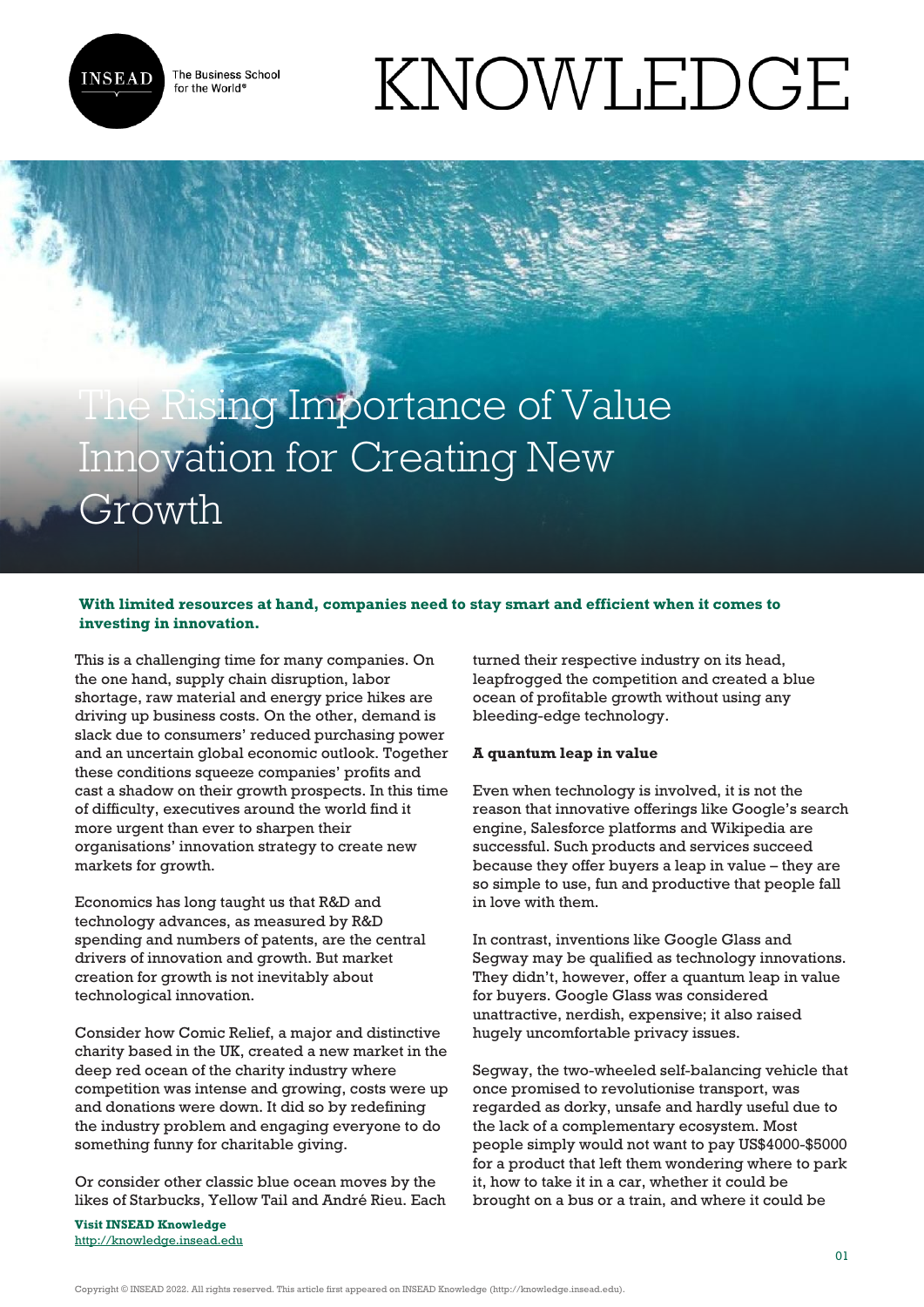# The Rising Importance of Value Innovation for Creating New Growth

**With limited resources at hand, companies need to stay smart and efficient when it comes to investing in innovation.**

This is a challenging time for many companies. On the one hand, supply chain disruption, labor shortage, raw material and energy price hikes are driving up business costs. On the other, demand is slack due to consumers' reduced purchasing power and an uncertain global economic outlook. Together these conditions squeeze companies' profits and cast a shadow on their growth prospects. In this time of difficulty, executives around the world find it more urgent than ever to sharpen their organisations' innovation strategy to create new markets for growth.

Economics has long taught us that R&D and technology advances, as measured by R&D spending and numbers of patents, are the central drivers of innovation and growth. But market creation for growth is not inevitably about technological innovation.

Consider how Comic Relief, a major and distinctive charity based in the UK, created a new market in the deep red ocean of the charity industry where competition was intense and growing, costs were up and donations were down. It did so by redefining the industry problem and engaging everyone to do something funny for charitable giving.

Or consider other classic blue ocean moves by the likes of Starbucks, Yellow Tail and André Rieu. Each turned their respective industry on its head, leapfrogged the competition and created a blue ocean of profitable growth without using any bleeding-edge technology.

**A quantum leap in value**

Even when technology is involved, it is not the reason that innovative offerings like Google's search engine, Salesforce platforms and Wikipedia are successful. Such products and services succeed because they offer buyers a leap in value – they are so simple to use, fun and productive that people fall in love with them.

In contrast, inventions like Google Glass and Segway may be qualified as technology innovations. They didn't, however, offer a quantum leap in value for buyers. Google Glass was considered unattractive, nerdish, expensive; it also raised hugely uncomfortable privacy issues.

Segway, the two-wheeled self-balancing vehicle that once promised to revolutionise transport, was regarded as dorky, unsafe and hardly useful due to the lack of a complementary ecosystem. Most people simply would not want to pay US$4000-$5000 for a product that left them wondering where to park it, how to take it in a car, whether it could be brought on a bus or a train, and where it could be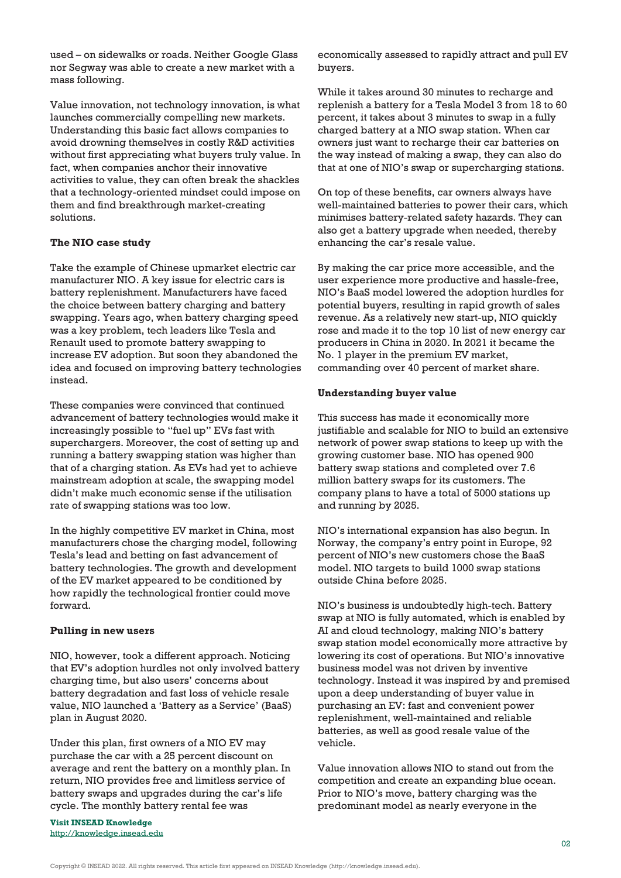used – on sidewalks or roads. Neither Google Glass nor Segway was able to create a new market with a mass following.

Value innovation, not technology innovation, is what launches commercially compelling new markets. Understanding this basic fact allows companies to avoid drowning themselves in costly R&D activities without first appreciating what buyers truly value. In fact, when companies anchor their innovative activities to value, they can often break the shackles that a technology-oriented mindset could impose on them and find breakthrough market-creating solutions.

**The NIO case study**

Take the example of Chinese upmarket electric car manufacturer NIO. A key issue for electric cars is battery replenishment. Manufacturers have faced the choice between battery charging and battery swapping. Years ago, when battery charging speed was a key problem, tech leaders like Tesla and Renault used to promote battery swapping to increase EV adoption. But soon they abandoned the idea and focused on improving battery technologies instead.

These companies were convinced that continued advancement of battery technologies would make it increasingly possible to "fuel up" EVs fast with superchargers. Moreover, the cost of setting up and running a battery swapping station was higher than that of a charging station. As EVs had yet to achieve mainstream adoption at scale, the swapping model didn't make much economic sense if the utilisation rate of swapping stations was too low.

In the highly competitive EV market in China, most manufacturers chose the charging model, following Tesla's lead and betting on fast advancement of battery technologies. The growth and development of the EV market appeared to be conditioned by how rapidly the technological frontier could move forward.

**Pulling in new users**

NIO, however, took a different approach. Noticing that EV's adoption hurdles not only involved battery charging time, but also users' concerns about battery degradation and fast loss of vehicle resale value, NIO launched a 'Battery as a Service' (BaaS) plan in August 2020.

Under this plan, first owners of a NIO EV may purchase the car with a 25 percent discount on average and rent the battery on a monthly plan. In return, NIO provides free and limitless service of battery swaps and upgrades during the car's life cycle. The monthly battery rental fee was economically assessed to rapidly attract and pull EV buyers.

While it takes around 30 minutes to recharge and replenish a battery for a Tesla Model 3 from 18 to 60 percent, it takes about 3 minutes to swap in a fully charged battery at a NIO swap station. When car owners just want to recharge their car batteries on the way instead of making a swap, they can also do that at one of NIO's swap or supercharging stations.

On top of these benefits, car owners always have well-maintained batteries to power their cars, which minimises battery-related safety hazards. They can also get a battery upgrade when needed, thereby enhancing the car's resale value.

By making the car price more accessible, and the user experience more productive and hassle-free, NIO's BaaS model lowered the adoption hurdles for potential buyers, resulting in rapid growth of sales revenue. As a relatively new start-up, NIO quickly rose and made it to the top 10 list of new energy car producers in China in 2020. In 2021 it became the No. 1 player in the premium EV market, commanding over 40 percent of market share.

**Understanding buyer value**

This success has made it economically more justifiable and scalable for NIO to build an extensive network of power swap stations to keep up with the growing customer base. NIO has opened 900 battery swap stations and completed over 7.6 million battery swaps for its customers. The company plans to have a total of 5000 stations up and running by 2025.

NIO's international expansion has also begun. In Norway, the company's entry point in Europe, 92 percent of NIO's new customers chose the BaaS model. NIO targets to build 1000 swap stations outside China before 2025.

NIO's business is undoubtedly high-tech. Battery swap at NIO is fully automated, which is enabled by AI and cloud technology, making NIO's battery swap station model economically more attractive by lowering its cost of operations. But NIO's innovative business model was not driven by inventive technology. Instead it was inspired by and premised upon a deep understanding of buyer value in purchasing an EV: fast and convenient power replenishment, well-maintained and reliable batteries, as well as good resale value of the vehicle.

Value innovation allows NIO to stand out from the competition and create an expanding blue ocean. Prior to NIO's move, battery charging was the predominant model as nearly everyone in the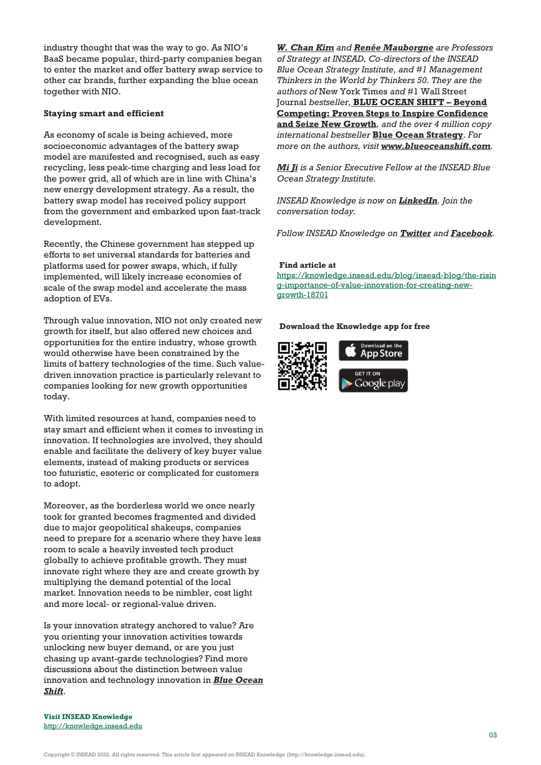industry thought that was the way to go. As NIO's BaaS became popular, third-party companies began to enter the market and offer battery swap service to other car brands, further expanding the blue ocean together with NIO.

**Staying smart and efficient**

As economy of scale is being achieved, more socioeconomic advantages of the battery swap model are manifested and recognised, such as easy recycling, less peak-time charging and less load for the power grid, all of which are in line with China's new energy development strategy. As a result, the battery swap model has received policy support from the government and embarked upon fast-track development.

Recently, the Chinese government has stepped up efforts to set universal standards for batteries and platforms used for power swaps, which, if fully implemented, will likely increase economies of scale of the swap model and accelerate the mass adoption of EVs.

Through value innovation, NIO not only created new growth for itself, but also offered new choices and opportunities for the entire industry, whose growth would otherwise have been constrained by the limits of battery technologies of the time. Such value-driven innovation practice is particularly relevant to companies looking for new growth opportunities today.

With limited resources at hand, companies need to stay smart and efficient when it comes to investing in innovation. If technologies are involved, they should enable and facilitate the delivery of key buyer value elements, instead of making products or services too futuristic, esoteric or complicated for customers to adopt.

Moreover, as the borderless world we once nearly took for granted becomes fragmented and divided due to major geopolitical shakeups, companies need to prepare for a scenario where they have less room to scale a heavily invested tech product globally to achieve profitable growth. They must innovate right where they are and create growth by multiplying the demand potential of the local market. Innovation needs to be nimbler, cost light and more local- or regional-value driven.

Is your innovation strategy anchored to value? Are you orienting your innovation activities towards unlocking new buyer demand, or are you just chasing up avant-garde technologies? Find more discussions about the distinction between value innovation and technology innovation in ***Blue Ocean Shift***.

***W. Chan Kim*** *and* ***Renée Mauborgne*** *are Professors of Strategy at INSEAD, Co-directors of the INSEAD Blue Ocean Strategy Institute, and #1 Management Thinkers in the World by Thinkers 50. They are the authors of* New York Times *and* #1 Wall Street Journal *bestseller,* **BLUE OCEAN SHIFT – Beyond Competing: Proven Steps to Inspire Confidence and Seize New Growth**, *and the over 4 million copy international bestseller* **Blue Ocean Strategy**. *For more on the authors, visit* ***www.blueoceanshift.com***.

***Mi Ji*** *is a Senior Executive Fellow at the INSEAD Blue Ocean Strategy Institute.*

*INSEAD Knowledge is now on* ***LinkedIn***. *Join the conversation today.*

*Follow INSEAD Knowledge on* ***Twitter*** *and* ***Facebook***.

**Find article at**
https://knowledge.insead.edu/blog/insead-blog/the-rising-importance-of-value-innovation-for-creating-new-growth-18701

**Download the Knowledge app for free**

Download on the App Store

GET IT ON Google play

**Visit INSEAD Knowledge**
http://knowledge.insead.edu

Copyright © INSEAD 2022. All rights reserved. This article first appeared on INSEAD Knowledge (http://knowledge.insead.edu).